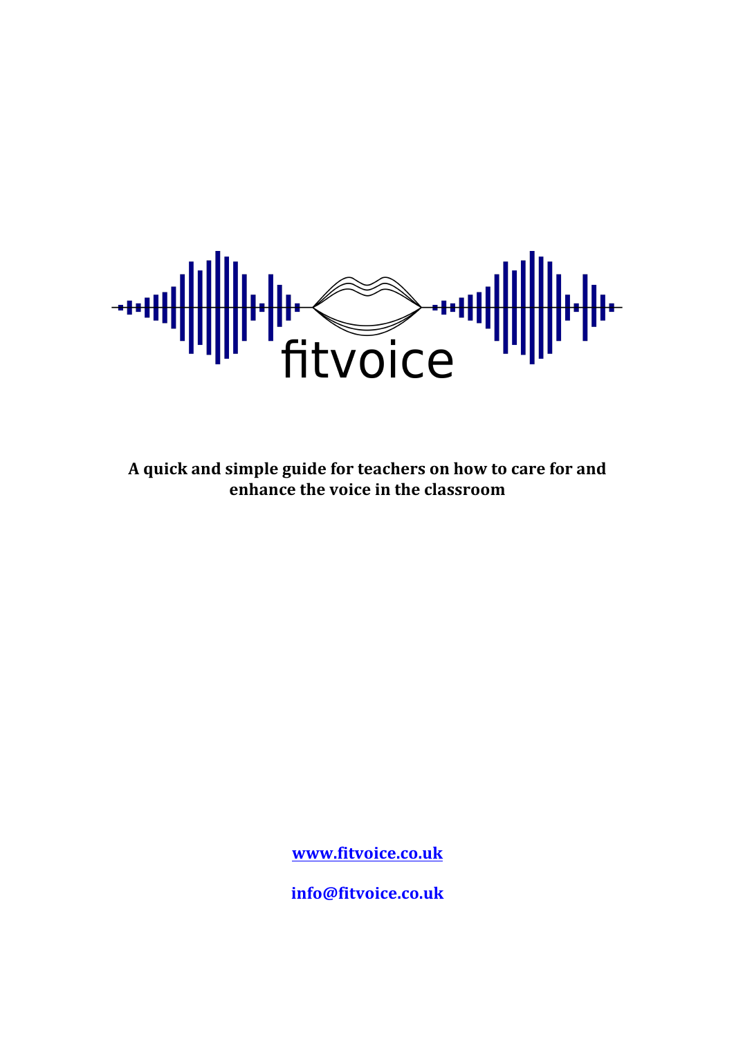# fitvoice

**A quick and simple guide for teachers on how to care for and enhance the voice in the classroom**

**www.fitvoice.co.uk**

**info@fitvoice.co.uk**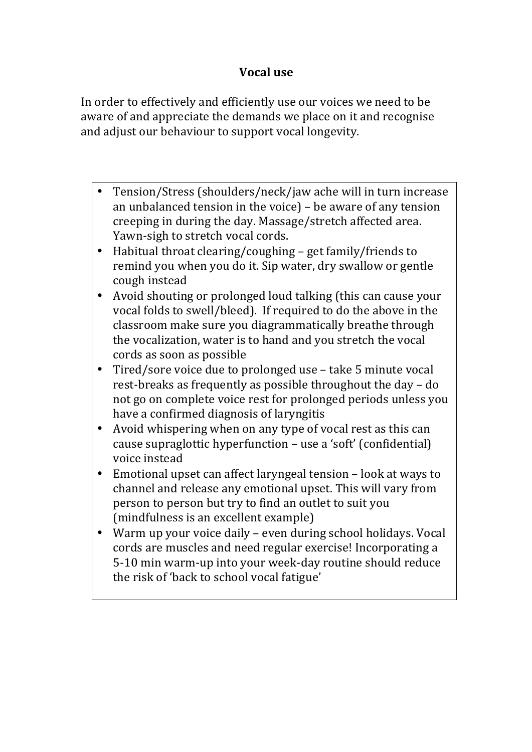# Vocal use

In order to effectively and efficiently use our voices we need to be aware of and appreciate the demands we place on it and recognise and adjust our behaviour to support vocal longevity.

- Tension/Stress (shoulders/neck/jaw ache will in turn increase an unbalanced tension in the voice) – be aware of any tension creeping in during the day. Massage/stretch affected area. Yawn-sigh to stretch vocal cords.
- Habitual throat clearing/coughing – get family/friends to remind you when you do it. Sip water, dry swallow or gentle cough instead
- Avoid shouting or prolonged loud talking (this can cause your vocal folds to swell/bleed). If required to do the above in the classroom make sure you diagrammatically breathe through the vocalization, water is to hand and you stretch the vocal cords as soon as possible
- Tired/sore voice due to prolonged use – take 5 minute vocal rest-breaks as frequently as possible throughout the day – do not go on complete voice rest for prolonged periods unless you have a confirmed diagnosis of laryngitis
- Avoid whispering when on any type of vocal rest as this can cause supraglottic hyperfunction – use a 'soft' (confidential) voice instead
- Emotional upset can affect laryngeal tension – look at ways to channel and release any emotional upset. This will vary from person to person but try to find an outlet to suit you (mindfulness is an excellent example)
- Warm up your voice daily – even during school holidays. Vocal cords are muscles and need regular exercise! Incorporating a 5-10 min warm-up into your week-day routine should reduce the risk of 'back to school vocal fatigue'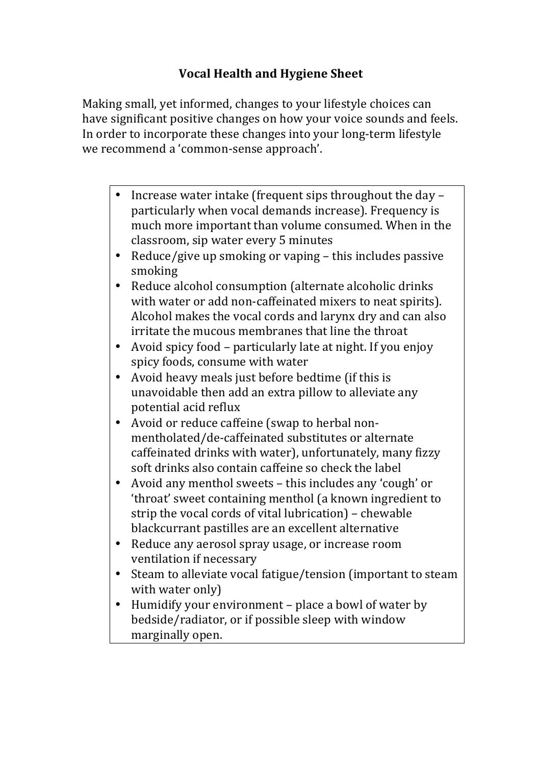**Vocal Health and Hygiene Sheet**

Making small, yet informed, changes to your lifestyle choices can have significant positive changes on how your voice sounds and feels. In order to incorporate these changes into your long-term lifestyle we recommend a 'common-sense approach'.

- Increase water intake (frequent sips throughout the day – particularly when vocal demands increase). Frequency is much more important than volume consumed. When in the classroom, sip water every 5 minutes
- Reduce/give up smoking or vaping – this includes passive smoking
- Reduce alcohol consumption (alternate alcoholic drinks with water or add non-caffeinated mixers to neat spirits). Alcohol makes the vocal cords and larynx dry and can also irritate the mucous membranes that line the throat
- Avoid spicy food – particularly late at night. If you enjoy spicy foods, consume with water
- Avoid heavy meals just before bedtime (if this is unavoidable then add an extra pillow to alleviate any potential acid reflux
- Avoid or reduce caffeine (swap to herbal non-mentholated/de-caffeinated substitutes or alternate caffeinated drinks with water), unfortunately, many fizzy soft drinks also contain caffeine so check the label
- Avoid any menthol sweets – this includes any 'cough' or 'throat' sweet containing menthol (a known ingredient to strip the vocal cords of vital lubrication) – chewable blackcurrant pastilles are an excellent alternative
- Reduce any aerosol spray usage, or increase room ventilation if necessary
- Steam to alleviate vocal fatigue/tension (important to steam with water only)
- Humidify your environment – place a bowl of water by bedside/radiator, or if possible sleep with window marginally open.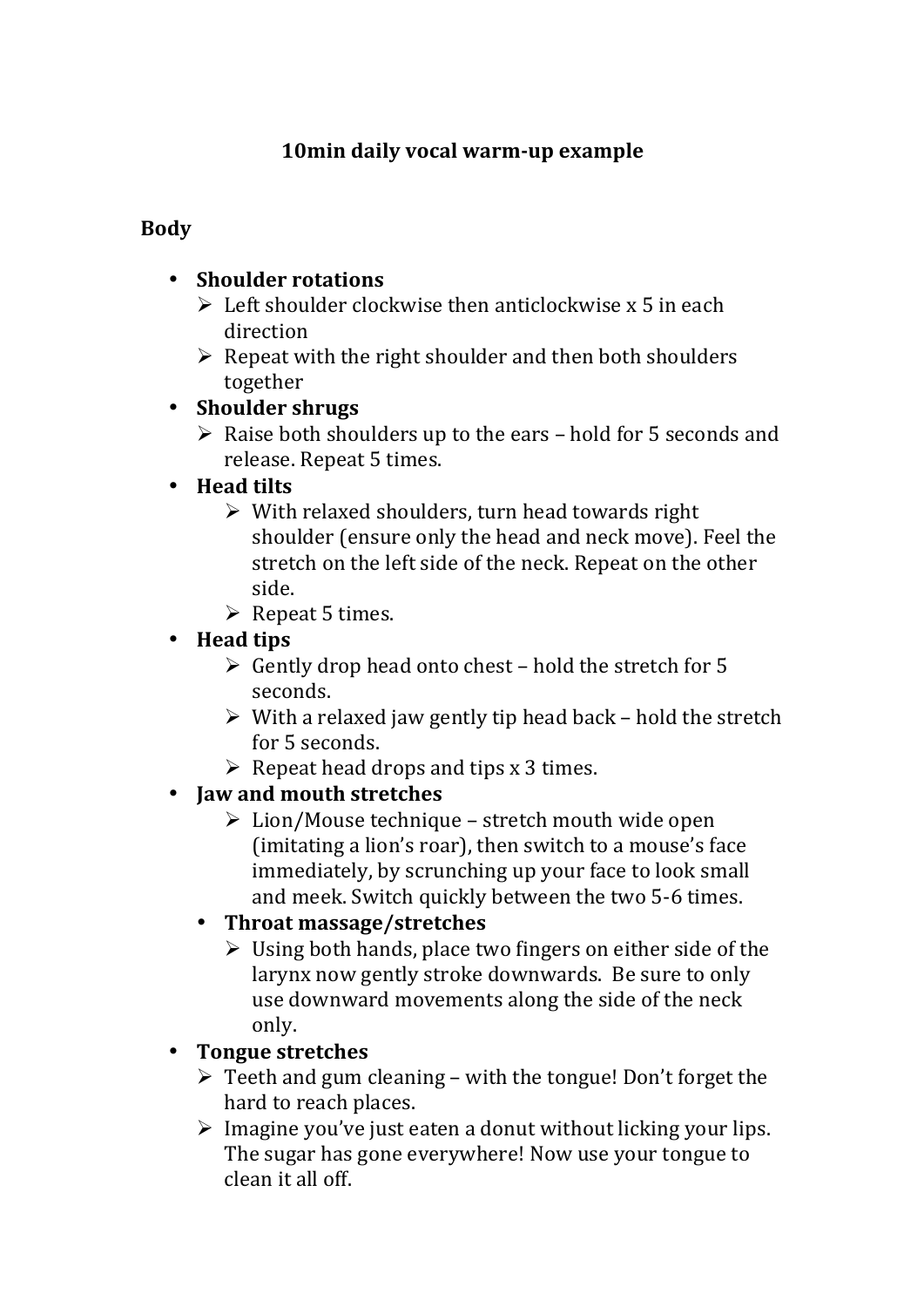**10min daily vocal warm-up example**

**Body**

- **Shoulder rotations**
  - Left shoulder clockwise then anticlockwise x 5 in each direction
  - Repeat with the right shoulder and then both shoulders together
- **Shoulder shrugs**
  - Raise both shoulders up to the ears – hold for 5 seconds and release. Repeat 5 times.
- **Head tilts**
  - With relaxed shoulders, turn head towards right shoulder (ensure only the head and neck move). Feel the stretch on the left side of the neck. Repeat on the other side.
  - Repeat 5 times.
- **Head tips**
  - Gently drop head onto chest – hold the stretch for 5 seconds.
  - With a relaxed jaw gently tip head back – hold the stretch for 5 seconds.
  - Repeat head drops and tips x 3 times.
- **Jaw and mouth stretches**
  - Lion/Mouse technique – stretch mouth wide open (imitating a lion's roar), then switch to a mouse's face immediately, by scrunching up your face to look small and meek. Switch quickly between the two 5-6 times.
- **Throat massage/stretches**
  - Using both hands, place two fingers on either side of the larynx now gently stroke downwards. Be sure to only use downward movements along the side of the neck only.
- **Tongue stretches**
  - Teeth and gum cleaning – with the tongue! Don't forget the hard to reach places.
  - Imagine you've just eaten a donut without licking your lips. The sugar has gone everywhere! Now use your tongue to clean it all off.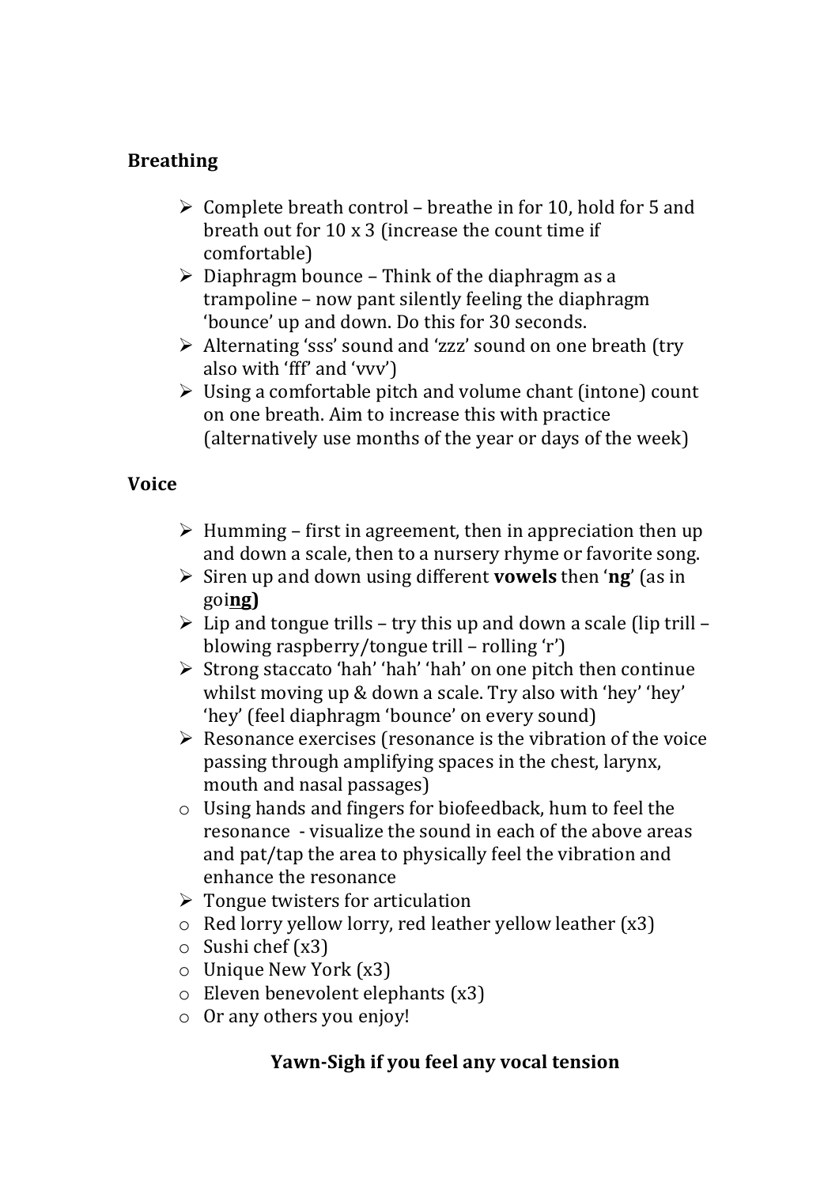**Breathing**

- Complete breath control – breathe in for 10, hold for 5 and breath out for 10 x 3 (increase the count time if comfortable)
- Diaphragm bounce – Think of the diaphragm as a trampoline – now pant silently feeling the diaphragm 'bounce' up and down. Do this for 30 seconds.
- Alternating 'sss' sound and 'zzz' sound on one breath (try also with 'fff' and 'vvv')
- Using a comfortable pitch and volume chant (intone) count on one breath. Aim to increase this with practice (alternatively use months of the year or days of the week)

**Voice**

- Humming – first in agreement, then in appreciation then up and down a scale, then to a nursery rhyme or favorite song.
- Siren up and down using different **vowels** then '**ng**' (as in goi**ng)**
- Lip and tongue trills – try this up and down a scale (lip trill – blowing raspberry/tongue trill – rolling 'r')
- Strong staccato 'hah' 'hah' 'hah' on one pitch then continue whilst moving up & down a scale. Try also with 'hey' 'hey' 'hey' (feel diaphragm 'bounce' on every sound)
- Resonance exercises (resonance is the vibration of the voice passing through amplifying spaces in the chest, larynx, mouth and nasal passages)
  - Using hands and fingers for biofeedback, hum to feel the resonance - visualize the sound in each of the above areas and pat/tap the area to physically feel the vibration and enhance the resonance
- Tongue twisters for articulation
  - Red lorry yellow lorry, red leather yellow leather (x3)
  - Sushi chef (x3)
  - Unique New York (x3)
  - Eleven benevolent elephants (x3)
  - Or any others you enjoy!

**Yawn-Sigh if you feel any vocal tension**